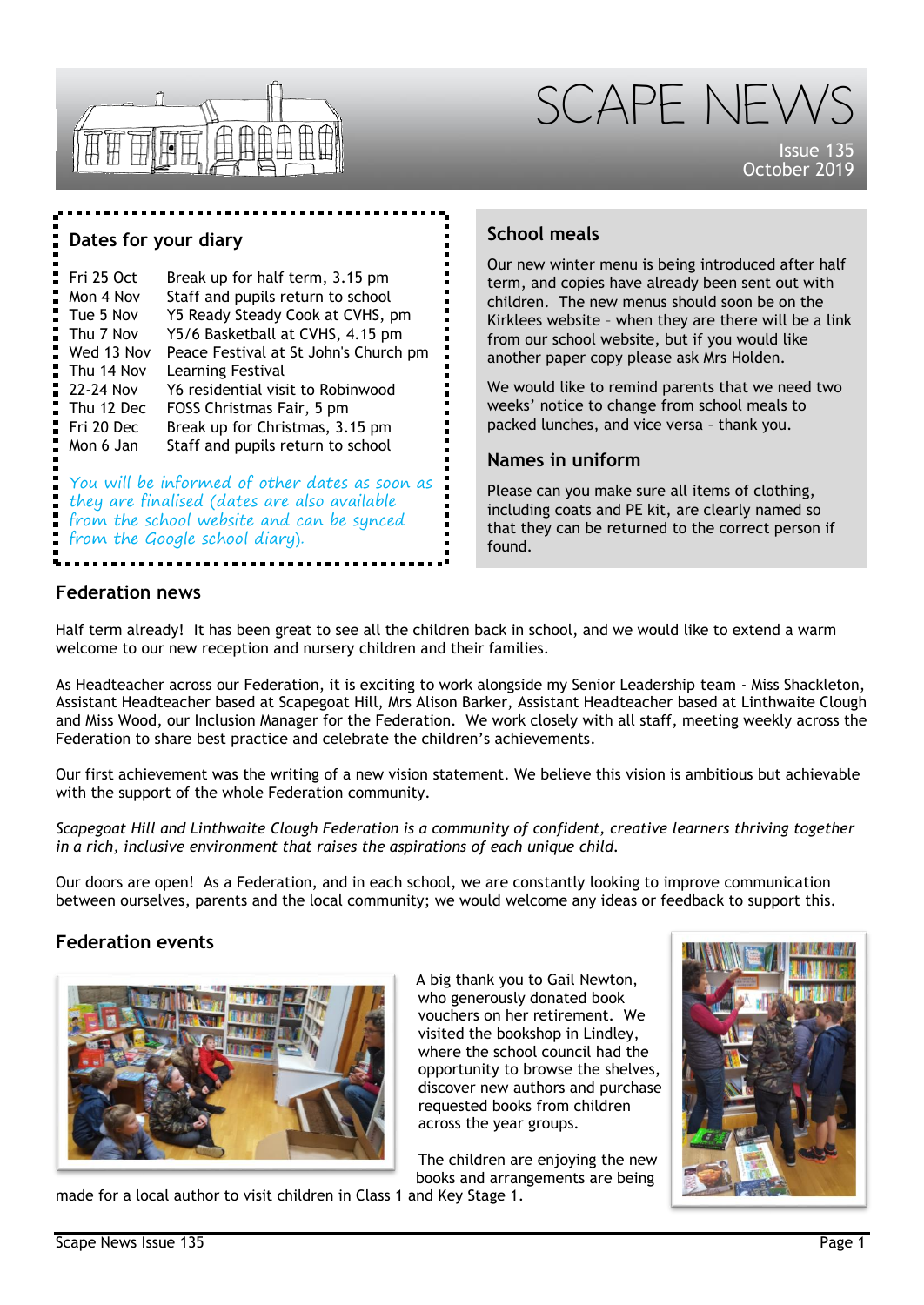# SCAPE NEWS

Issue 135
October 2019

## Dates for your diary

| | |
|---|---|
| Fri 25 Oct | Break up for half term, 3.15 pm |
| Mon 4 Nov | Staff and pupils return to school |
| Tue 5 Nov | Y5 Ready Steady Cook at CVHS, pm |
| Thu 7 Nov | Y5/6 Basketball at CVHS, 4.15 pm |
| Wed 13 Nov | Peace Festival at St John's Church pm |
| Thu 14 Nov | Learning Festival |
| 22-24 Nov | Y6 residential visit to Robinwood |
| Thu 12 Dec | FOSS Christmas Fair, 5 pm |
| Fri 20 Dec | Break up for Christmas, 3.15 pm |
| Mon 6 Jan | Staff and pupils return to school |

You will be informed of other dates as soon as they are finalised (dates are also available from the school website and can be synced from the Google school diary).

## School meals

Our new winter menu is being introduced after half term, and copies have already been sent out with children. The new menus should soon be on the Kirklees website - when they are there will be a link from our school website, but if you would like another paper copy please ask Mrs Holden.

We would like to remind parents that we need two weeks' notice to change from school meals to packed lunches, and vice versa - thank you.

## Names in uniform

Please can you make sure all items of clothing, including coats and PE kit, are clearly named so that they can be returned to the correct person if found.

## Federation news

Half term already! It has been great to see all the children back in school, and we would like to extend a warm welcome to our new reception and nursery children and their families.

As Headteacher across our Federation, it is exciting to work alongside my Senior Leadership team - Miss Shackleton, Assistant Headteacher based at Scapegoat Hill, Mrs Alison Barker, Assistant Headteacher based at Linthwaite Clough and Miss Wood, our Inclusion Manager for the Federation. We work closely with all staff, meeting weekly across the Federation to share best practice and celebrate the children's achievements.

Our first achievement was the writing of a new vision statement. We believe this vision is ambitious but achievable with the support of the whole Federation community.

*Scapegoat Hill and Linthwaite Clough Federation is a community of confident, creative learners thriving together in a rich, inclusive environment that raises the aspirations of each unique child.*

Our doors are open! As a Federation, and in each school, we are constantly looking to improve communication between ourselves, parents and the local community; we would welcome any ideas or feedback to support this.

## Federation events

A big thank you to Gail Newton, who generously donated book vouchers on her retirement. We visited the bookshop in Lindley, where the school council had the opportunity to browse the shelves, discover new authors and purchase requested books from children across the year groups.

The children are enjoying the new books and arrangements are being made for a local author to visit children in Class 1 and Key Stage 1.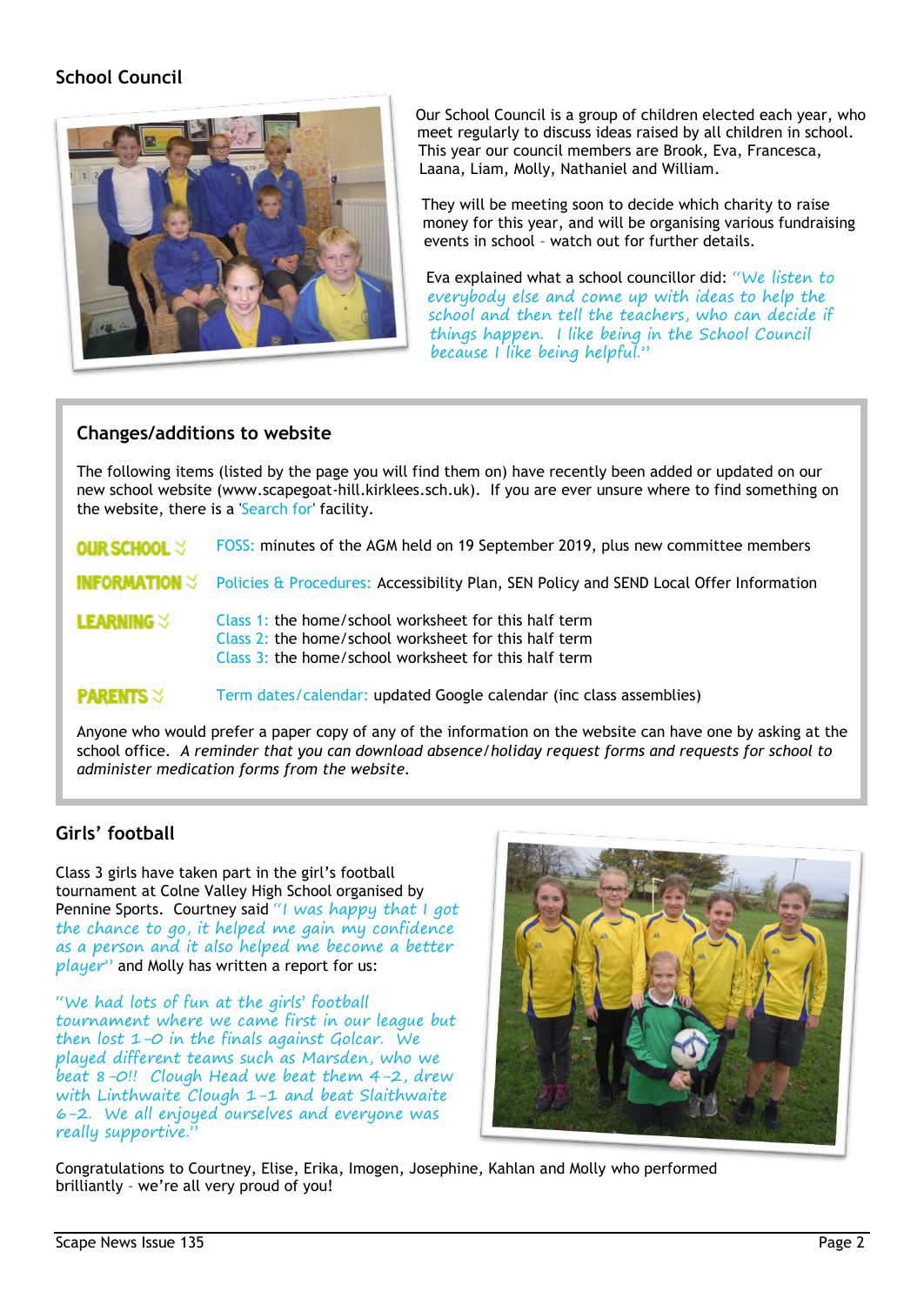## School Council

Our School Council is a group of children elected each year, who meet regularly to discuss ideas raised by all children in school. This year our council members are Brook, Eva, Francesca, Laana, Liam, Molly, Nathaniel and William.

They will be meeting soon to decide which charity to raise money for this year, and will be organising various fundraising events in school – watch out for further details.

Eva explained what a school councillor did: *"We listen to everybody else and come up with ideas to help the school and then tell the teachers, who can decide if things happen. I like being in the School Council because I like being helpful."*

## Changes/additions to website

The following items (listed by the page you will find them on) have recently been added or updated on our new school website (www.scapegoat-hill.kirklees.sch.uk). If you are ever unsure where to find something on the website, there is a 'Search for' facility.

| | |
|---|---|
| **OUR SCHOOL** | FOSS: minutes of the AGM held on 19 September 2019, plus new committee members |
| **INFORMATION** | Policies & Procedures: Accessibility Plan, SEN Policy and SEND Local Offer Information |
| **LEARNING** | Class 1: the home/school worksheet for this half term<br>Class 2: the home/school worksheet for this half term<br>Class 3: the home/school worksheet for this half term |
| **PARENTS** | Term dates/calendar: updated Google calendar (inc class assemblies) |

Anyone who would prefer a paper copy of any of the information on the website can have one by asking at the school office. *A reminder that you can download absence/holiday request forms and requests for school to administer medication forms from the website.*

## Girls' football

Class 3 girls have taken part in the girl's football tournament at Colne Valley High School organised by Pennine Sports. Courtney said *"I was happy that I got the chance to go, it helped me gain my confidence as a person and it also helped me become a better player"* and Molly has written a report for us:

*"We had lots of fun at the girls' football tournament where we came first in our league but then lost 1-0 in the finals against Golcar. We played different teams such as Marsden, who we beat 8-0!! Clough Head we beat them 4-2, drew with Linthwaite Clough 1-1 and beat Slaithwaite 6-2. We all enjoyed ourselves and everyone was really supportive."*

Congratulations to Courtney, Elise, Erika, Imogen, Josephine, Kahlan and Molly who performed brilliantly – we're all very proud of you!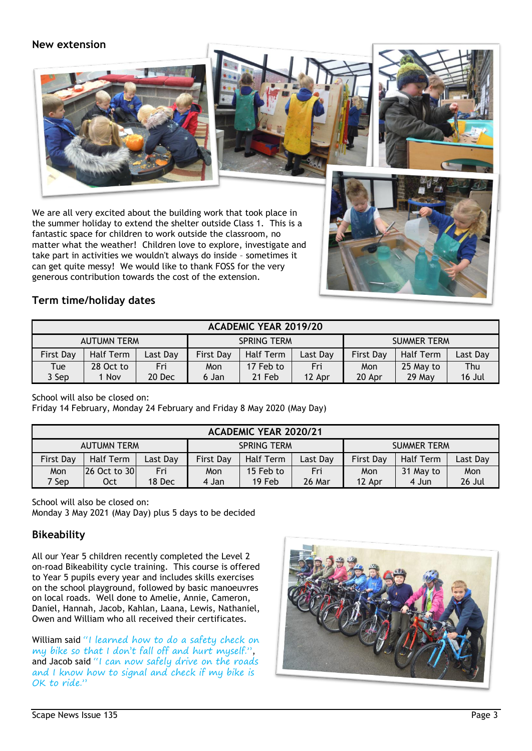## New extension

We are all very excited about the building work that took place in the summer holiday to extend the shelter outside Class 1. This is a fantastic space for children to work outside the classroom, no matter what the weather! Children love to explore, investigate and take part in activities we wouldn't always do inside – sometimes it can get quite messy! We would like to thank FOSS for the very generous contribution towards the cost of the extension.

## Term time/holiday dates

| ACADEMIC YEAR 2019/20 | | | | | | | | |
|---|---|---|---|---|---|---|---|---|
| AUTUMN TERM | | | SPRING TERM | | | SUMMER TERM | | |
| First Day | Half Term | Last Day | First Day | Half Term | Last Day | First Day | Half Term | Last Day |
| Tue 3 Sep | 28 Oct to 1 Nov | Fri 20 Dec | Mon 6 Jan | 17 Feb to 21 Feb | Fri 12 Apr | Mon 20 Apr | 25 May to 29 May | Thu 16 Jul |

School will also be closed on:
Friday 14 February, Monday 24 February and Friday 8 May 2020 (May Day)

| ACADEMIC YEAR 2020/21 | | | | | | | | |
|---|---|---|---|---|---|---|---|---|
| AUTUMN TERM | | | SPRING TERM | | | SUMMER TERM | | |
| First Day | Half Term | Last Day | First Day | Half Term | Last Day | First Day | Half Term | Last Day |
| Mon 7 Sep | 26 Oct to 30 Oct | Fri 18 Dec | Mon 4 Jan | 15 Feb to 19 Feb | Fri 26 Mar | Mon 12 Apr | 31 May to 4 Jun | Mon 26 Jul |

School will also be closed on:
Monday 3 May 2021 (May Day) plus 5 days to be decided

## Bikeability

All our Year 5 children recently completed the Level 2 on-road Bikeability cycle training. This course is offered to Year 5 pupils every year and includes skills exercises on the school playground, followed by basic manoeuvres on local roads. Well done to Amelie, Annie, Cameron, Daniel, Hannah, Jacob, Kahlan, Laana, Lewis, Nathaniel, Owen and William who all received their certificates.

William said *"I learned how to do a safety check on my bike so that I don't fall off and hurt myself."*, and Jacob said *"I can now safely drive on the roads and I know how to signal and check if my bike is OK to ride."*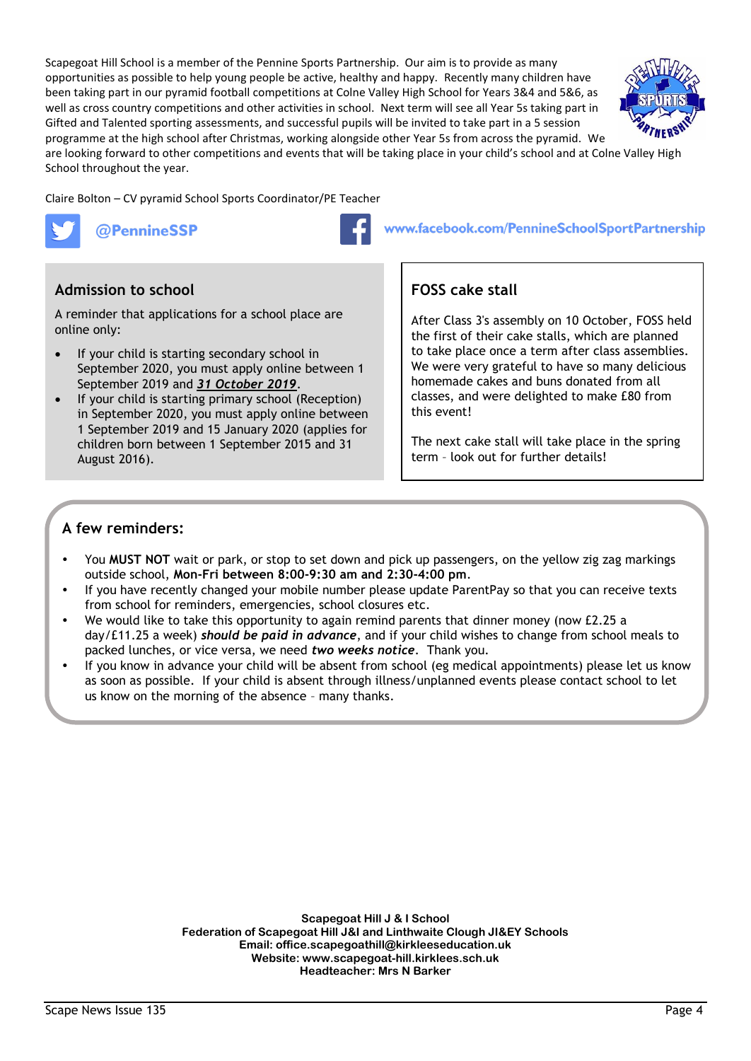Scapegoat Hill School is a member of the Pennine Sports Partnership. Our aim is to provide as many opportunities as possible to help young people be active, healthy and happy. Recently many children have been taking part in our pyramid football competitions at Colne Valley High School for Years 3&4 and 5&6, as well as cross country competitions and other activities in school. Next term will see all Year 5s taking part in Gifted and Talented sporting assessments, and successful pupils will be invited to take part in a 5 session programme at the high school after Christmas, working alongside other Year 5s from across the pyramid. We are looking forward to other competitions and events that will be taking place in your child's school and at Colne Valley High School throughout the year.

Claire Bolton – CV pyramid School Sports Coordinator/PE Teacher

@PennineSSP

www.facebook.com/PennineSchoolSportPartnership

## Admission to school

A reminder that applications for a school place are online only:

- If your child is starting secondary school in September 2020, you must apply online between 1 September 2019 and ***31 October 2019***.
- If your child is starting primary school (Reception) in September 2020, you must apply online between 1 September 2019 and 15 January 2020 (applies for children born between 1 September 2015 and 31 August 2016).

## FOSS cake stall

After Class 3's assembly on 10 October, FOSS held the first of their cake stalls, which are planned to take place once a term after class assemblies. We were very grateful to have so many delicious homemade cakes and buns donated from all classes, and were delighted to make £80 from this event!

The next cake stall will take place in the spring term – look out for further details!

## A few reminders:

- You **MUST NOT** wait or park, or stop to set down and pick up passengers, on the yellow zig zag markings outside school, **Mon-Fri between 8:00-9:30 am and 2:30-4:00 pm**.
- If you have recently changed your mobile number please update ParentPay so that you can receive texts from school for reminders, emergencies, school closures etc.
- We would like to take this opportunity to again remind parents that dinner money (now £2.25 a day/£11.25 a week) ***should be paid in advance***, and if your child wishes to change from school meals to packed lunches, or vice versa, we need ***two weeks notice***. Thank you.
- If you know in advance your child will be absent from school (eg medical appointments) please let us know as soon as possible. If your child is absent through illness/unplanned events please contact school to let us know on the morning of the absence – many thanks.

**Scapegoat Hill J & I School**
**Federation of Scapegoat Hill J&I and Linthwaite Clough JI&EY Schools**
**Email: office.scapegoathill@kirkleeseducation.uk**
**Website: www.scapegoat-hill.kirklees.sch.uk**
**Headteacher: Mrs N Barker**